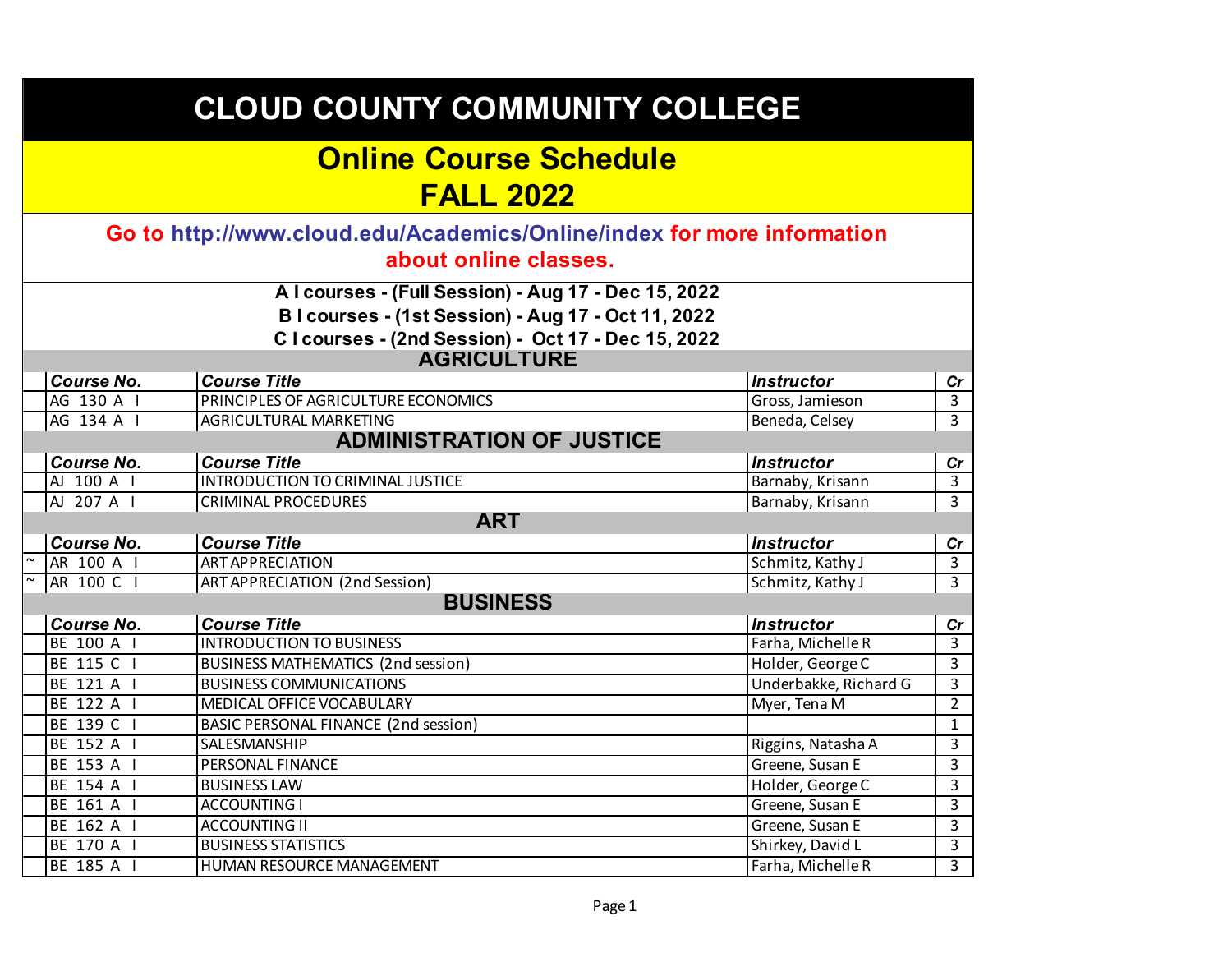# CLOUD COUNTY COMMUNITY COLLEGE

## Online Course Schedule
## FALL 2022

**Go to http://www.cloud.edu/Academics/Online/index for more information about online classes.**

**A I courses - (Full Session) - Aug 17 - Dec 15, 2022**
**B I courses - (1st Session) - Aug 17 - Oct 11, 2022**
**C I courses - (2nd Session) - Oct 17 - Dec 15, 2022**

### AGRICULTURE

| | Course No. | Course Title | Instructor | Cr |
|---|---|---|---|---|
| | AG 130 A I | PRINCIPLES OF AGRICULTURE ECONOMICS | Gross, Jamieson | 3 |
| | AG 134 A I | AGRICULTURAL MARKETING | Beneda, Celsey | 3 |

### ADMINISTRATION OF JUSTICE

| | Course No. | Course Title | Instructor | Cr |
|---|---|---|---|---|
| | AJ 100 A I | INTRODUCTION TO CRIMINAL JUSTICE | Barnaby, Krisann | 3 |
| | AJ 207 A I | CRIMINAL PROCEDURES | Barnaby, Krisann | 3 |

### ART

| | Course No. | Course Title | Instructor | Cr |
|---|---|---|---|---|
| ~ | AR 100 A I | ART APPRECIATION | Schmitz, Kathy J | 3 |
| ~ | AR 100 C I | ART APPRECIATION (2nd Session) | Schmitz, Kathy J | 3 |

### BUSINESS

| | Course No. | Course Title | Instructor | Cr |
|---|---|---|---|---|
| | BE 100 A I | INTRODUCTION TO BUSINESS | Farha, Michelle R | 3 |
| | BE 115 C I | BUSINESS MATHEMATICS (2nd session) | Holder, George C | 3 |
| | BE 121 A I | BUSINESS COMMUNICATIONS | Underbakke, Richard G | 3 |
| | BE 122 A I | MEDICAL OFFICE VOCABULARY | Myer, Tena M | 2 |
| | BE 139 C I | BASIC PERSONAL FINANCE (2nd session) | | 1 |
| | BE 152 A I | SALESMANSHIP | Riggins, Natasha A | 3 |
| | BE 153 A I | PERSONAL FINANCE | Greene, Susan E | 3 |
| | BE 154 A I | BUSINESS LAW | Holder, George C | 3 |
| | BE 161 A I | ACCOUNTING I | Greene, Susan E | 3 |
| | BE 162 A I | ACCOUNTING II | Greene, Susan E | 3 |
| | BE 170 A I | BUSINESS STATISTICS | Shirkey, David L | 3 |
| | BE 185 A I | HUMAN RESOURCE MANAGEMENT | Farha, Michelle R | 3 |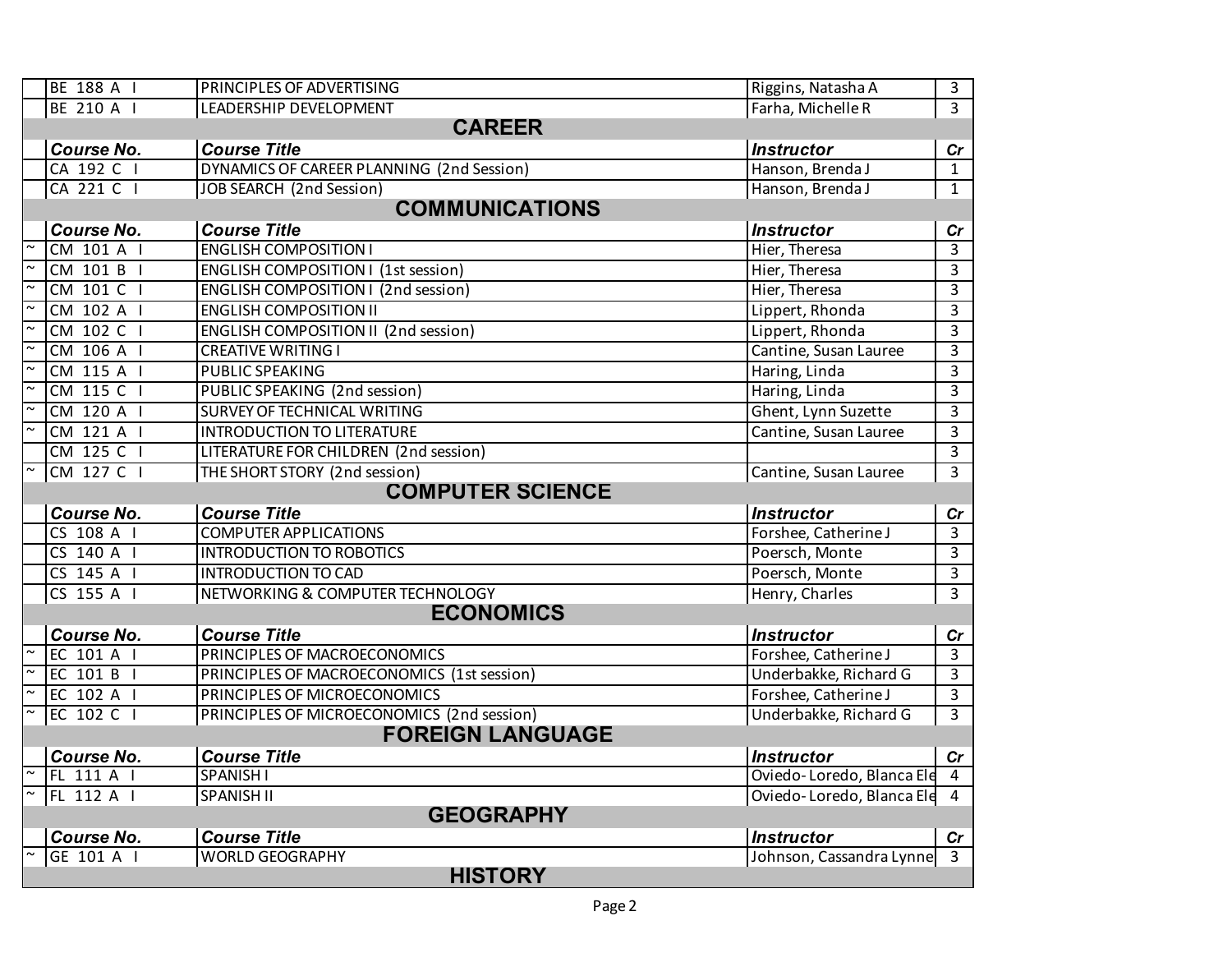| | Course No. | Course Title | Instructor | Cr |
|---|---|---|---|---|
| | BE 188 A I | PRINCIPLES OF ADVERTISING | Riggins, Natasha A | 3 |
| | BE 210 A I | LEADERSHIP DEVELOPMENT | Farha, Michelle R | 3 |

## CAREER

| | Course No. | Course Title | Instructor | Cr |
|---|---|---|---|---|
| | CA 192 C I | DYNAMICS OF CAREER PLANNING (2nd Session) | Hanson, Brenda J | 1 |
| | CA 221 C I | JOB SEARCH (2nd Session) | Hanson, Brenda J | 1 |

## COMMUNICATIONS

| | Course No. | Course Title | Instructor | Cr |
|---|---|---|---|---|
| ~ | CM 101 A I | ENGLISH COMPOSITION I | Hier, Theresa | 3 |
| ~ | CM 101 B I | ENGLISH COMPOSITION I (1st session) | Hier, Theresa | 3 |
| ~ | CM 101 C I | ENGLISH COMPOSITION I (2nd session) | Hier, Theresa | 3 |
| ~ | CM 102 A I | ENGLISH COMPOSITION II | Lippert, Rhonda | 3 |
| ~ | CM 102 C I | ENGLISH COMPOSITION II (2nd session) | Lippert, Rhonda | 3 |
| ~ | CM 106 A I | CREATIVE WRITING I | Cantine, Susan Lauree | 3 |
| ~ | CM 115 A I | PUBLIC SPEAKING | Haring, Linda | 3 |
| ~ | CM 115 C I | PUBLIC SPEAKING (2nd session) | Haring, Linda | 3 |
| ~ | CM 120 A I | SURVEY OF TECHNICAL WRITING | Ghent, Lynn Suzette | 3 |
| ~ | CM 121 A I | INTRODUCTION TO LITERATURE | Cantine, Susan Lauree | 3 |
| | CM 125 C I | LITERATURE FOR CHILDREN (2nd session) | | 3 |
| ~ | CM 127 C I | THE SHORT STORY (2nd session) | Cantine, Susan Lauree | 3 |

## COMPUTER SCIENCE

| | Course No. | Course Title | Instructor | Cr |
|---|---|---|---|---|
| | CS 108 A I | COMPUTER APPLICATIONS | Forshee, Catherine J | 3 |
| | CS 140 A I | INTRODUCTION TO ROBOTICS | Poersch, Monte | 3 |
| | CS 145 A I | INTRODUCTION TO CAD | Poersch, Monte | 3 |
| | CS 155 A I | NETWORKING & COMPUTER TECHNOLOGY | Henry, Charles | 3 |

## ECONOMICS

| | Course No. | Course Title | Instructor | Cr |
|---|---|---|---|---|
| ~ | EC 101 A I | PRINCIPLES OF MACROECONOMICS | Forshee, Catherine J | 3 |
| ~ | EC 101 B I | PRINCIPLES OF MACROECONOMICS (1st session) | Underbakke, Richard G | 3 |
| ~ | EC 102 A I | PRINCIPLES OF MICROECONOMICS | Forshee, Catherine J | 3 |
| ~ | EC 102 C I | PRINCIPLES OF MICROECONOMICS (2nd session) | Underbakke, Richard G | 3 |

## FOREIGN LANGUAGE

| | Course No. | Course Title | Instructor | Cr |
|---|---|---|---|---|
| ~ | FL 111 A I | SPANISH I | Oviedo-Loredo, Blanca Ele | 4 |
| ~ | FL 112 A I | SPANISH II | Oviedo-Loredo, Blanca Ele | 4 |

## GEOGRAPHY

| | Course No. | Course Title | Instructor | Cr |
|---|---|---|---|---|
| ~ | GE 101 A I | WORLD GEOGRAPHY | Johnson, Cassandra Lynne | 3 |

## HISTORY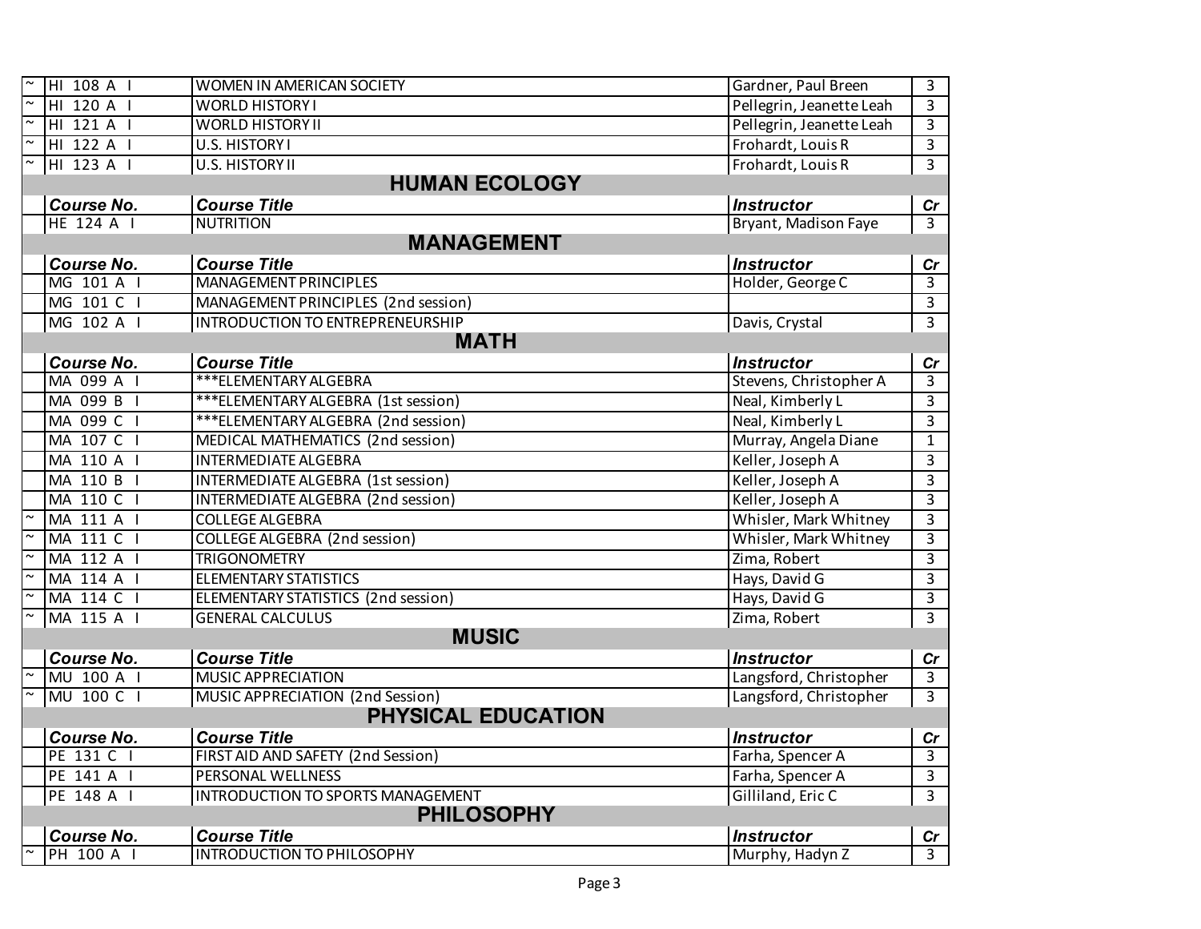| | Course No. | Course Title | Instructor | Cr |
|---|---|---|---|---|
| ~ | HI 108 A I | WOMEN IN AMERICAN SOCIETY | Gardner, Paul Breen | 3 |
| ~ | HI 120 A I | WORLD HISTORY I | Pellegrin, Jeanette Leah | 3 |
| ~ | HI 121 A I | WORLD HISTORY II | Pellegrin, Jeanette Leah | 3 |
| ~ | HI 122 A I | U.S. HISTORY I | Frohardt, Louis R | 3 |
| ~ | HI 123 A I | U.S. HISTORY II | Frohardt, Louis R | 3 |

## HUMAN ECOLOGY

| | Course No. | Course Title | Instructor | Cr |
|---|---|---|---|---|
| | HE 124 A I | NUTRITION | Bryant, Madison Faye | 3 |

## MANAGEMENT

| | Course No. | Course Title | Instructor | Cr |
|---|---|---|---|---|
| | MG 101 A I | MANAGEMENT PRINCIPLES | Holder, George C | 3 |
| | MG 101 C I | MANAGEMENT PRINCIPLES (2nd session) | | 3 |
| | MG 102 A I | INTRODUCTION TO ENTREPRENEURSHIP | Davis, Crystal | 3 |

## MATH

| | Course No. | Course Title | Instructor | Cr |
|---|---|---|---|---|
| | MA 099 A I | ***ELEMENTARY ALGEBRA | Stevens, Christopher A | 3 |
| | MA 099 B I | ***ELEMENTARY ALGEBRA (1st session) | Neal, Kimberly L | 3 |
| | MA 099 C I | ***ELEMENTARY ALGEBRA (2nd session) | Neal, Kimberly L | 3 |
| | MA 107 C I | MEDICAL MATHEMATICS (2nd session) | Murray, Angela Diane | 1 |
| | MA 110 A I | INTERMEDIATE ALGEBRA | Keller, Joseph A | 3 |
| | MA 110 B I | INTERMEDIATE ALGEBRA (1st session) | Keller, Joseph A | 3 |
| | MA 110 C I | INTERMEDIATE ALGEBRA (2nd session) | Keller, Joseph A | 3 |
| ~ | MA 111 A I | COLLEGE ALGEBRA | Whisler, Mark Whitney | 3 |
| ~ | MA 111 C I | COLLEGE ALGEBRA (2nd session) | Whisler, Mark Whitney | 3 |
| ~ | MA 112 A I | TRIGONOMETRY | Zima, Robert | 3 |
| ~ | MA 114 A I | ELEMENTARY STATISTICS | Hays, David G | 3 |
| ~ | MA 114 C I | ELEMENTARY STATISTICS (2nd session) | Hays, David G | 3 |
| ~ | MA 115 A I | GENERAL CALCULUS | Zima, Robert | 3 |

## MUSIC

| | Course No. | Course Title | Instructor | Cr |
|---|---|---|---|---|
| ~ | MU 100 A I | MUSIC APPRECIATION | Langsford, Christopher | 3 |
| ~ | MU 100 C I | MUSIC APPRECIATION (2nd Session) | Langsford, Christopher | 3 |

## PHYSICAL EDUCATION

| | Course No. | Course Title | Instructor | Cr |
|---|---|---|---|---|
| | PE 131 C I | FIRST AID AND SAFETY (2nd Session) | Farha, Spencer A | 3 |
| | PE 141 A I | PERSONAL WELLNESS | Farha, Spencer A | 3 |
| | PE 148 A I | INTRODUCTION TO SPORTS MANAGEMENT | Gilliland, Eric C | 3 |

## PHILOSOPHY

| | Course No. | Course Title | Instructor | Cr |
|---|---|---|---|---|
| ~ | PH 100 A I | INTRODUCTION TO PHILOSOPHY | Murphy, Hadyn Z | 3 |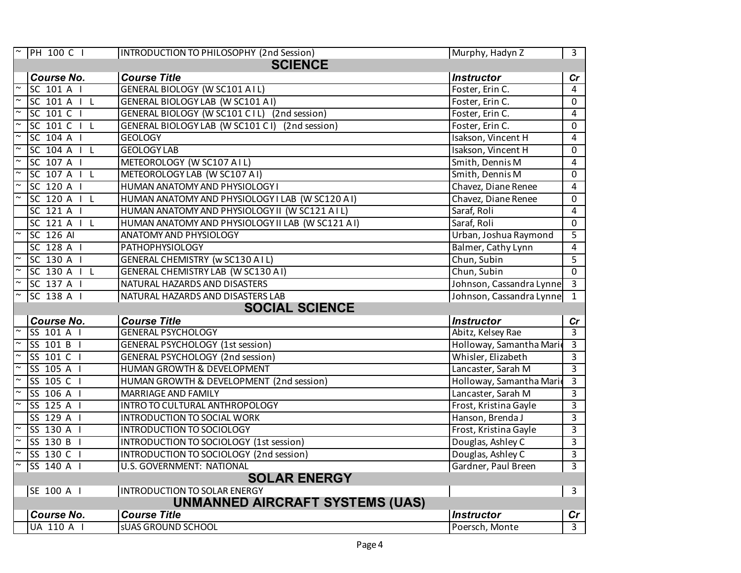| | | | | |
|---|---|---|---|---|
| ~ | PH 100 C I | INTRODUCTION TO PHILOSOPHY (2nd Session) | Murphy, Hadyn Z | 3 |

## SCIENCE

| | Course No. | Course Title | Instructor | Cr |
|---|---|---|---|---|
| ~ | SC 101 A I | GENERAL BIOLOGY (W SC101 A I L) | Foster, Erin C. | 4 |
| ~ | SC 101 A I L | GENERAL BIOLOGY LAB (W SC101 A I) | Foster, Erin C. | 0 |
| ~ | SC 101 C I | GENERAL BIOLOGY (W SC101 C I L) (2nd session) | Foster, Erin C. | 4 |
| ~ | SC 101 C I L | GENERAL BIOLOGY LAB (W SC101 C I) (2nd session) | Foster, Erin C. | 0 |
| ~ | SC 104 A I | GEOLOGY | Isakson, Vincent H | 4 |
| ~ | SC 104 A I L | GEOLOGY LAB | Isakson, Vincent H | 0 |
| ~ | SC 107 A I | METEOROLOGY (W SC107 A I L) | Smith, Dennis M | 4 |
| ~ | SC 107 A I L | METEOROLOGY LAB (W SC107 A I) | Smith, Dennis M | 0 |
| ~ | SC 120 A I | HUMAN ANATOMY AND PHYSIOLOGY I | Chavez, Diane Renee | 4 |
| ~ | SC 120 A I L | HUMAN ANATOMY AND PHYSIOLOGY I LAB (W SC120 A I) | Chavez, Diane Renee | 0 |
| | SC 121 A I | HUMAN ANATOMY AND PHYSIOLOGY II (W SC121 A I L) | Saraf, Roli | 4 |
| | SC 121 A I L | HUMAN ANATOMY AND PHYSIOLOGY II LAB (W SC121 A I) | Saraf, Roli | 0 |
| ~ | SC 126 AI | ANATOMY AND PHYSIOLOGY | Urban, Joshua Raymond | 5 |
| | SC 128 A I | PATHOPHYSIOLOGY | Balmer, Cathy Lynn | 4 |
| ~ | SC 130 A I | GENERAL CHEMISTRY (w SC130 A I L) | Chun, Subin | 5 |
| ~ | SC 130 A I L | GENERAL CHEMISTRY LAB (W SC130 A I) | Chun, Subin | 0 |
| ~ | SC 137 A I | NATURAL HAZARDS AND DISASTERS | Johnson, Cassandra Lynne | 3 |
| ~ | SC 138 A I | NATURAL HAZARDS AND DISASTERS LAB | Johnson, Cassandra Lynne | 1 |

## SOCIAL SCIENCE

| | Course No. | Course Title | Instructor | Cr |
|---|---|---|---|---|
| ~ | SS 101 A I | GENERAL PSYCHOLOGY | Abitz, Kelsey Rae | 3 |
| ~ | SS 101 B I | GENERAL PSYCHOLOGY (1st session) | Holloway, Samantha Marie | 3 |
| ~ | SS 101 C I | GENERAL PSYCHOLOGY (2nd session) | Whisler, Elizabeth | 3 |
| ~ | SS 105 A I | HUMAN GROWTH & DEVELOPMENT | Lancaster, Sarah M | 3 |
| ~ | SS 105 C I | HUMAN GROWTH & DEVELOPMENT (2nd session) | Holloway, Samantha Marie | 3 |
| ~ | SS 106 A I | MARRIAGE AND FAMILY | Lancaster, Sarah M | 3 |
| ~ | SS 125 A I | INTRO TO CULTURAL ANTHROPOLOGY | Frost, Kristina Gayle | 3 |
| | SS 129 A I | INTRODUCTION TO SOCIAL WORK | Hanson, Brenda J | 3 |
| ~ | SS 130 A I | INTRODUCTION TO SOCIOLOGY | Frost, Kristina Gayle | 3 |
| ~ | SS 130 B I | INTRODUCTION TO SOCIOLOGY (1st session) | Douglas, Ashley C | 3 |
| ~ | SS 130 C I | INTRODUCTION TO SOCIOLOGY (2nd session) | Douglas, Ashley C | 3 |
| ~ | SS 140 A I | U.S. GOVERNMENT: NATIONAL | Gardner, Paul Breen | 3 |

## SOLAR ENERGY

| | Course No. | Course Title | Instructor | Cr |
|---|---|---|---|---|
| | SE 100 A I | INTRODUCTION TO SOLAR ENERGY | | 3 |

## UNMANNED AIRCRAFT SYSTEMS (UAS)

| | Course No. | Course Title | Instructor | Cr |
|---|---|---|---|---|
| | UA 110 A I | sUAS GROUND SCHOOL | Poersch, Monte | 3 |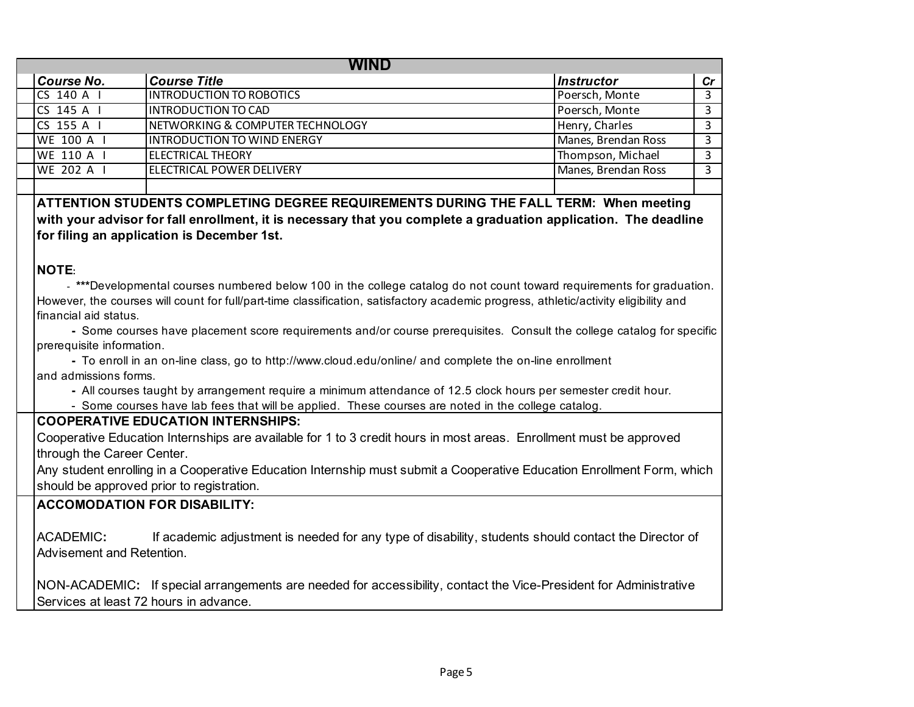## WIND

| Course No. | Course Title | Instructor | Cr |
|---|---|---|---|
| CS 140 A I | INTRODUCTION TO ROBOTICS | Poersch, Monte | 3 |
| CS 145 A I | INTRODUCTION TO CAD | Poersch, Monte | 3 |
| CS 155 A I | NETWORKING & COMPUTER TECHNOLOGY | Henry, Charles | 3 |
| WE 100 A I | INTRODUCTION TO WIND ENERGY | Manes, Brendan Ross | 3 |
| WE 110 A I | ELECTRICAL THEORY | Thompson, Michael | 3 |
| WE 202 A I | ELECTRICAL POWER DELIVERY | Manes, Brendan Ross | 3 |

**ATTENTION STUDENTS COMPLETING DEGREE REQUIREMENTS DURING THE FALL TERM: When meeting with your advisor for fall enrollment, it is necessary that you complete a graduation application. The deadline for filing an application is December 1st.**

**NOTE**:

- ***Developmental courses numbered below 100 in the college catalog do not count toward requirements for graduation. However, the courses will count for full/part-time classification, satisfactory academic progress, athletic/activity eligibility and financial aid status.
- Some courses have placement score requirements and/or course prerequisites. Consult the college catalog for specific prerequisite information.
- To enroll in an on-line class, go to http://www.cloud.edu/online/ and complete the on-line enrollment and admissions forms.
- All courses taught by arrangement require a minimum attendance of 12.5 clock hours per semester credit hour.
- Some courses have lab fees that will be applied. These courses are noted in the college catalog.

**COOPERATIVE EDUCATION INTERNSHIPS:**

Cooperative Education Internships are available for 1 to 3 credit hours in most areas. Enrollment must be approved through the Career Center.

Any student enrolling in a Cooperative Education Internship must submit a Cooperative Education Enrollment Form, which should be approved prior to registration.

**ACCOMODATION FOR DISABILITY:**

ACADEMIC**:** If academic adjustment is needed for any type of disability, students should contact the Director of Advisement and Retention.

NON-ACADEMIC**:** If special arrangements are needed for accessibility, contact the Vice-President for Administrative Services at least 72 hours in advance.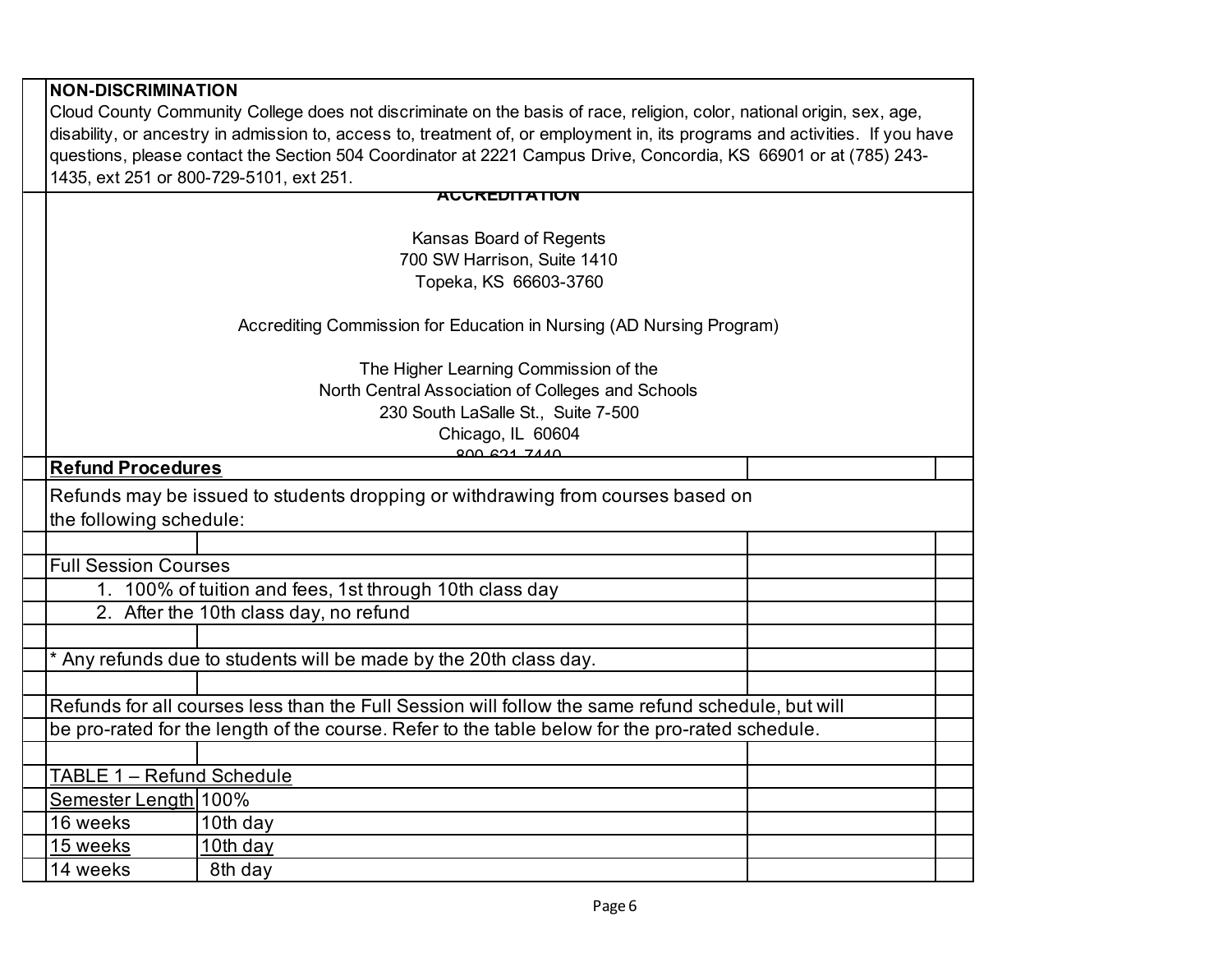**NON-DISCRIMINATION**

Cloud County Community College does not discriminate on the basis of race, religion, color, national origin, sex, age, disability, or ancestry in admission to, access to, treatment of, or employment in, its programs and activities. If you have questions, please contact the Section 504 Coordinator at 2221 Campus Drive, Concordia, KS 66901 or at (785) 243-1435, ext 251 or 800-729-5101, ext 251.

**ACCREDITATION**

Kansas Board of Regents
700 SW Harrison, Suite 1410
Topeka, KS 66603-3760

Accrediting Commission for Education in Nursing (AD Nursing Program)

The Higher Learning Commission of the
North Central Association of Colleges and Schools
230 South LaSalle St., Suite 7-500
Chicago, IL 60604
800-621-7440

**Refund Procedures**

Refunds may be issued to students dropping or withdrawing from courses based on the following schedule:

Full Session Courses

1. 100% of tuition and fees, 1st through 10th class day
2. After the 10th class day, no refund

\* Any refunds due to students will be made by the 20th class day.

Refunds for all courses less than the Full Session will follow the same refund schedule, but will be pro-rated for the length of the course. Refer to the table below for the pro-rated schedule.

TABLE 1 – Refund Schedule

| Semester Length | 100% |
|---|---|
| 16 weeks | 10th day |
| 15 weeks | 10th day |
| 14 weeks | 8th day |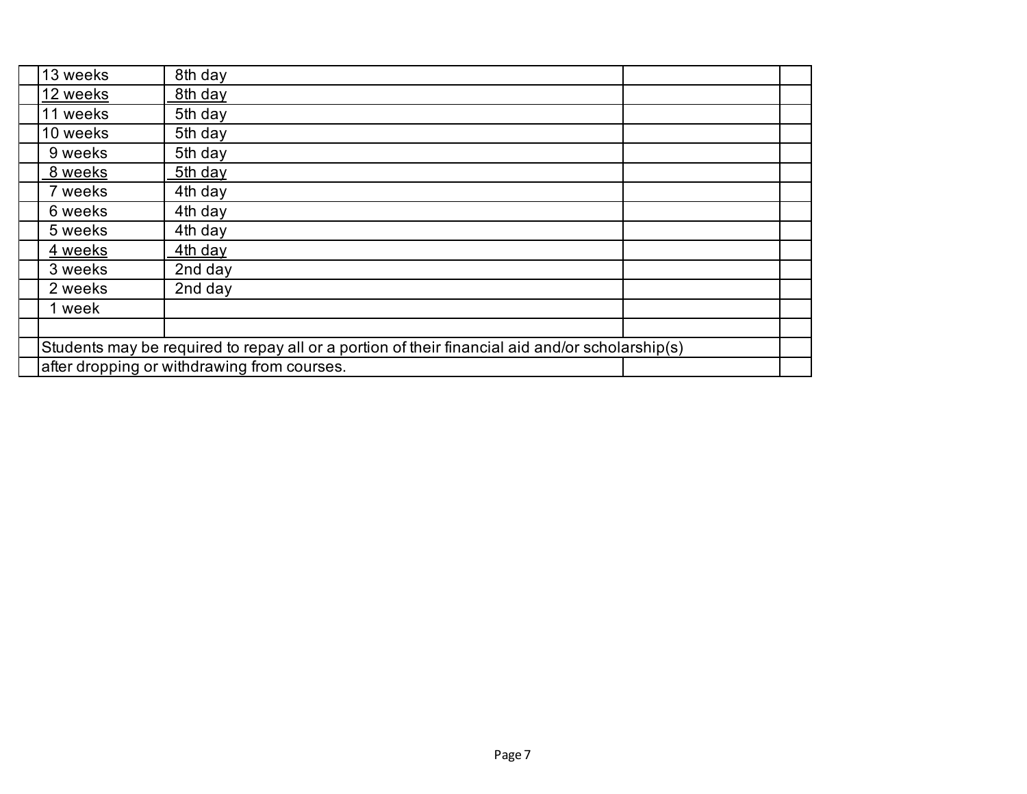| | | | | |
|---|---|---|---|---|
| | 13 weeks | 8th day | | |
| | 12 weeks | 8th day | | |
| | 11 weeks | 5th day | | |
| | 10 weeks | 5th day | | |
| | 9 weeks | 5th day | | |
| | 8 weeks | 5th day | | |
| | 7 weeks | 4th day | | |
| | 6 weeks | 4th day | | |
| | 5 weeks | 4th day | | |
| | 4 weeks | 4th day | | |
| | 3 weeks | 2nd day | | |
| | 2 weeks | 2nd day | | |
| | 1 week | | | |
| | | | | |
| | Students may be required to repay all or a portion of their financial aid and/or scholarship(s) | | | |
| | after dropping or withdrawing from courses. | | | |